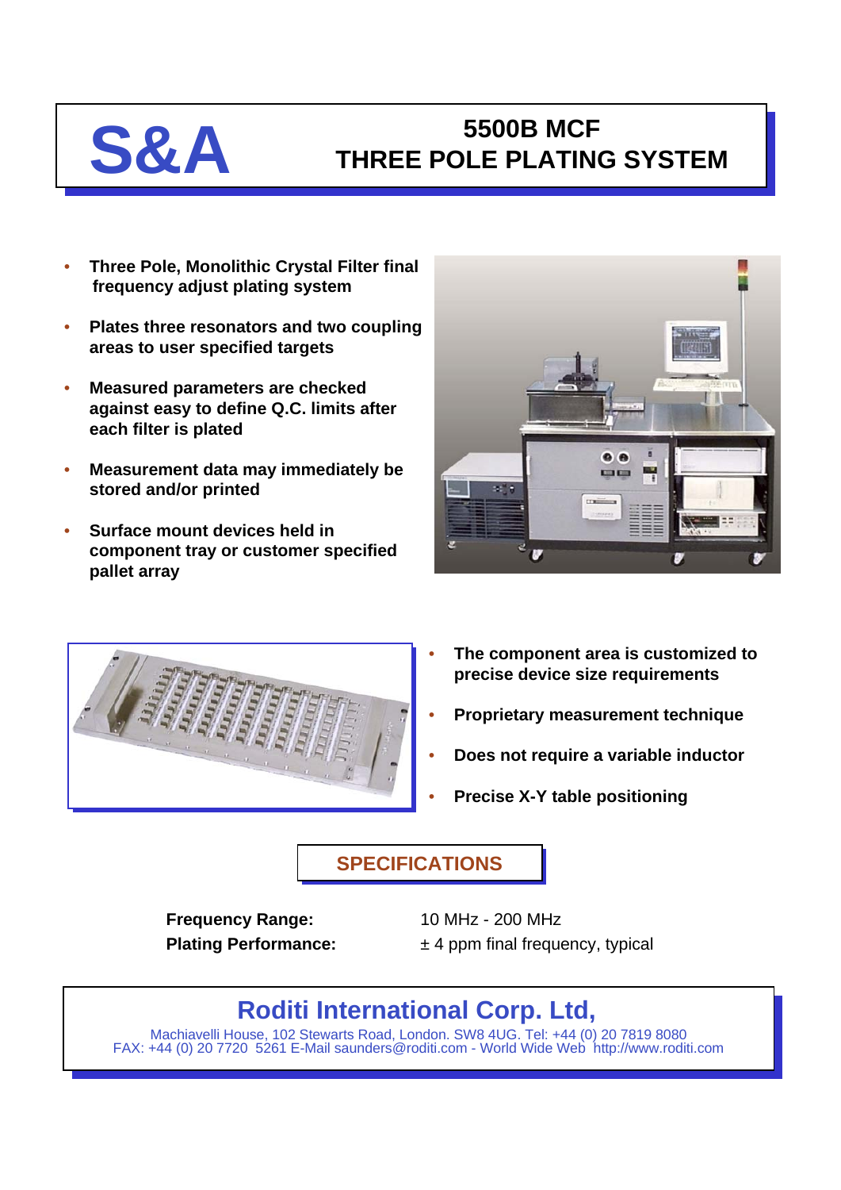# S&A

## 5500B MCF
## THREE POLE PLATING SYSTEM

- **Three Pole, Monolithic Crystal Filter final frequency adjust plating system**
- **Plates three resonators and two coupling areas to user specified targets**
- **Measured parameters are checked against easy to define Q.C. limits after each filter is plated**
- **Measurement data may immediately be stored and/or printed**
- **Surface mount devices held in component tray or customer specified pallet array**

- **The component area is customized to precise device size requirements**
- **Proprietary measurement technique**
- **Does not require a variable inductor**
- **Precise X-Y table positioning**

## SPECIFICATIONS

| | |
|---|---|
| **Frequency Range:** | 10 MHz - 200 MHz |
| **Plating Performance:** | ± 4 ppm final frequency, typical |

## Roditi International Corp. Ltd,

Machiavelli House, 102 Stewarts Road, London. SW8 4UG. Tel: +44 (0) 20 7819 8080
FAX: +44 (0) 20 7720 5261 E-Mail saunders@roditi.com - World Wide Web http://www.roditi.com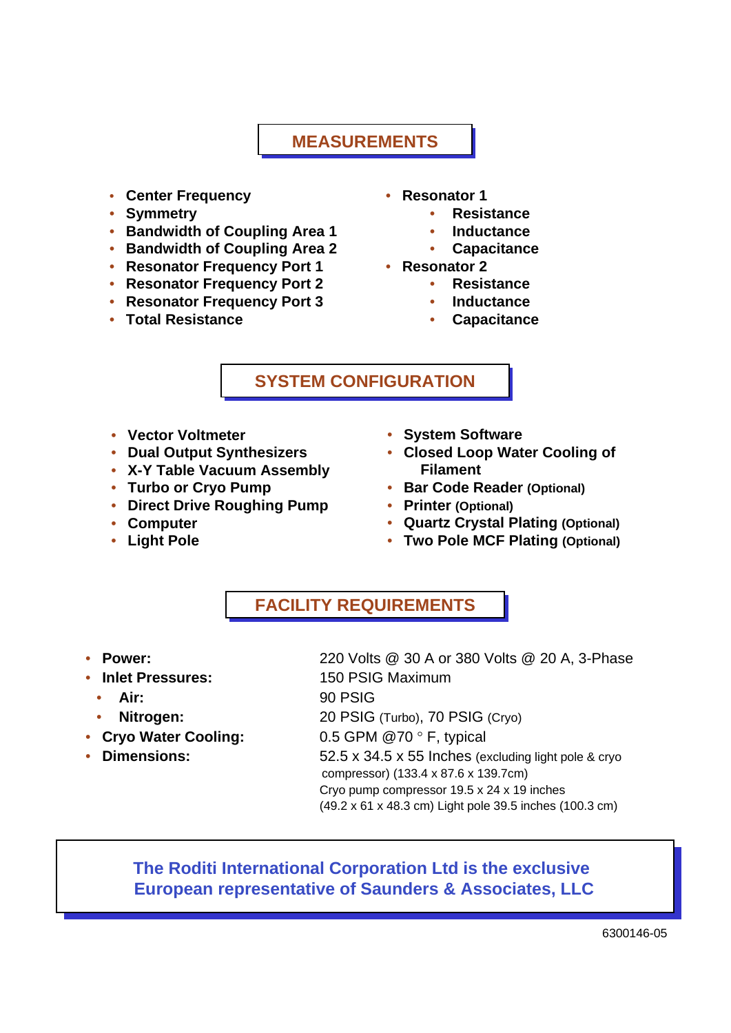## MEASUREMENTS

- **Center Frequency**
- **Symmetry**
- **Bandwidth of Coupling Area 1**
- **Bandwidth of Coupling Area 2**
- **Resonator Frequency Port 1**
- **Resonator Frequency Port 2**
- **Resonator Frequency Port 3**
- **Total Resistance**
- **Resonator 1**
  - **Resistance**
  - **Inductance**
  - **Capacitance**
- **Resonator 2**
  - **Resistance**
  - **Inductance**
  - **Capacitance**

## SYSTEM CONFIGURATION

- **Vector Voltmeter**
- **Dual Output Synthesizers**
- **X-Y Table Vacuum Assembly**
- **Turbo or Cryo Pump**
- **Direct Drive Roughing Pump**
- **Computer**
- **Light Pole**
- **System Software**
- **Closed Loop Water Cooling of Filament**
- **Bar Code Reader (Optional)**
- **Printer (Optional)**
- **Quartz Crystal Plating (Optional)**
- **Two Pole MCF Plating (Optional)**

## FACILITY REQUIREMENTS

- **Power:** 220 Volts @ 30 A or 380 Volts @ 20 A, 3-Phase
- **Inlet Pressures:** 150 PSIG Maximum
  - **Air:** 90 PSIG
  - **Nitrogen:** 20 PSIG (Turbo), 70 PSIG (Cryo)
- **Cryo Water Cooling:** 0.5 GPM @70 ° F, typical
- **Dimensions:** 52.5 x 34.5 x 55 Inches (excluding light pole & cryo compressor) (133.4 x 87.6 x 139.7cm)
  Cryo pump compressor 19.5 x 24 x 19 inches (49.2 x 61 x 48.3 cm) Light pole 39.5 inches (100.3 cm)

**The Roditi International Corporation Ltd is the exclusive European representative of Saunders & Associates, LLC**

6300146-05